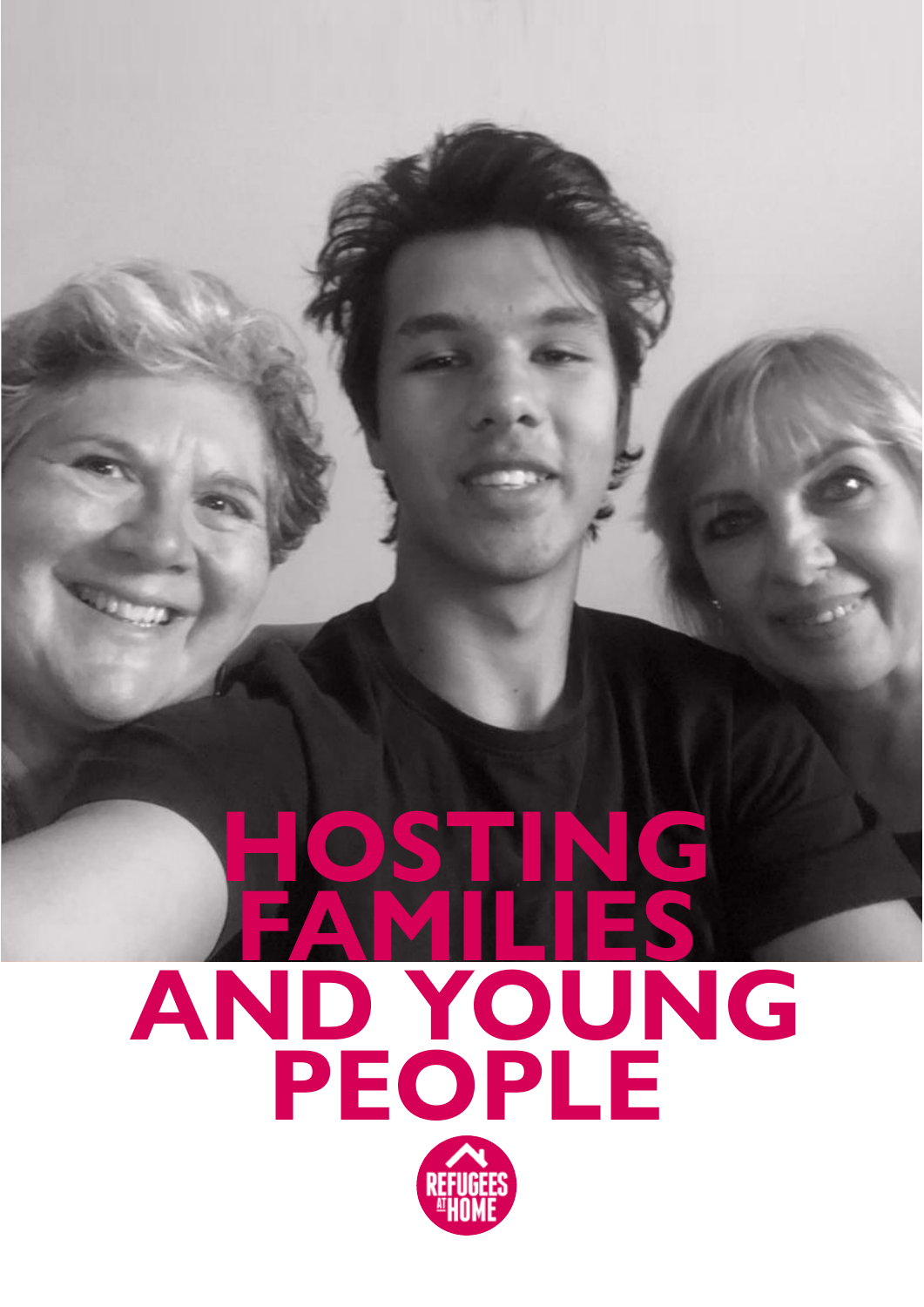# HOSTING FAMILIES AND YOUNG PEOPLE

REFUGEES AT HOME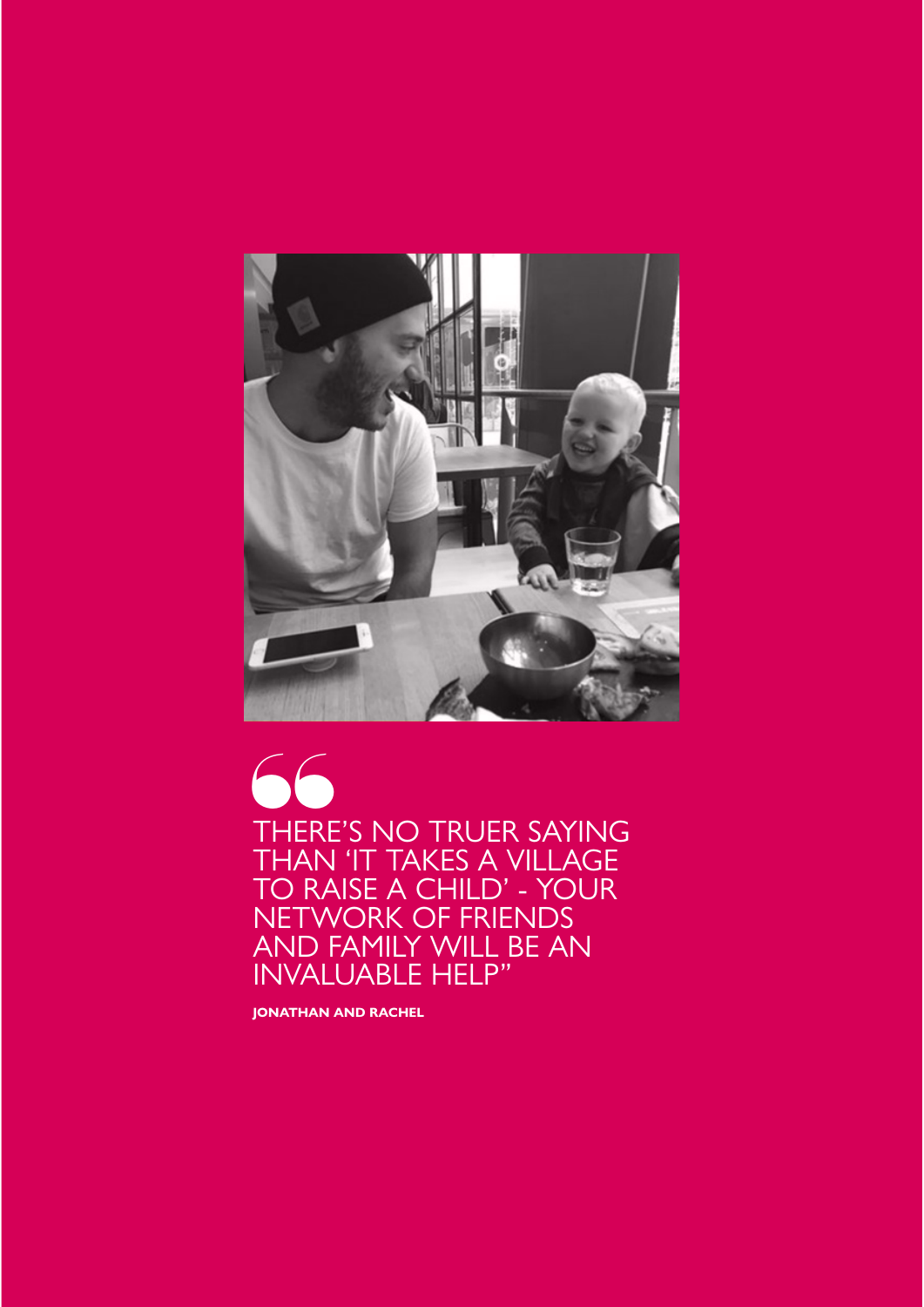> THERE'S NO TRUER SAYING THAN 'IT TAKES A VILLAGE TO RAISE A CHILD' - YOUR NETWORK OF FRIENDS AND FAMILY WILL BE AN INVALUABLE HELP"

**JONATHAN AND RACHEL**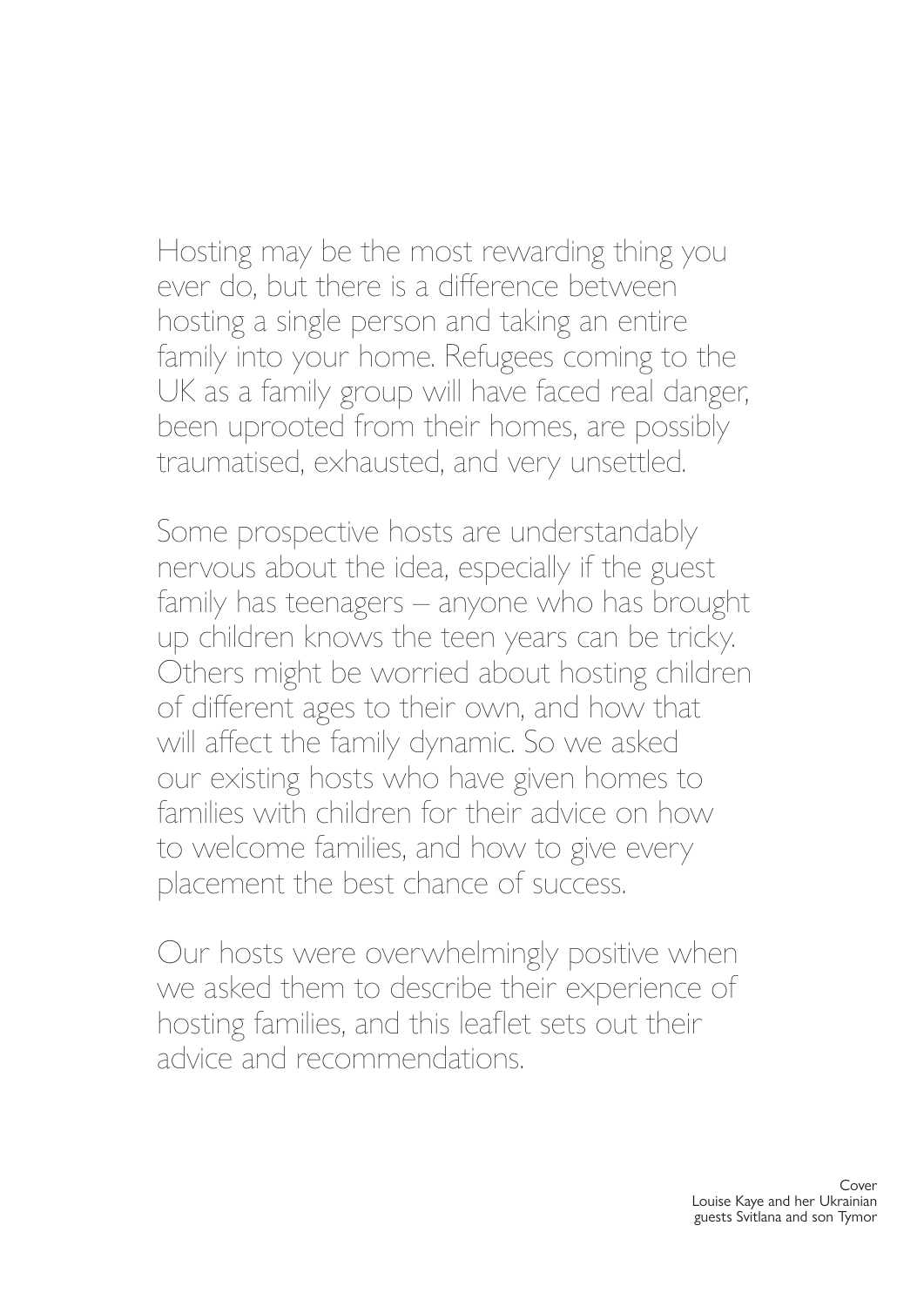Hosting may be the most rewarding thing you ever do, but there is a difference between hosting a single person and taking an entire family into your home. Refugees coming to the UK as a family group will have faced real danger, been uprooted from their homes, are possibly traumatised, exhausted, and very unsettled.

Some prospective hosts are understandably nervous about the idea, especially if the guest family has teenagers – anyone who has brought up children knows the teen years can be tricky. Others might be worried about hosting children of different ages to their own, and how that will affect the family dynamic. So we asked our existing hosts who have given homes to families with children for their advice on how to welcome families, and how to give every placement the best chance of success.

Our hosts were overwhelmingly positive when we asked them to describe their experience of hosting families, and this leaflet sets out their advice and recommendations.

Cover
Louise Kaye and her Ukrainian guests Svitlana and son Tymor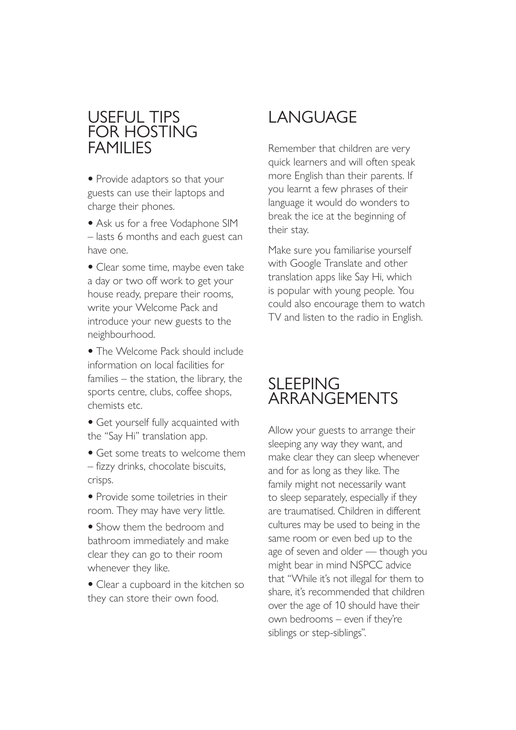## USEFUL TIPS FOR HOSTING FAMILIES

- Provide adaptors so that your guests can use their laptops and charge their phones.
- Ask us for a free Vodaphone SIM – lasts 6 months and each guest can have one.
- Clear some time, maybe even take a day or two off work to get your house ready, prepare their rooms, write your Welcome Pack and introduce your new guests to the neighbourhood.
- The Welcome Pack should include information on local facilities for families – the station, the library, the sports centre, clubs, coffee shops, chemists etc.
- Get yourself fully acquainted with the "Say Hi" translation app.
- Get some treats to welcome them – fizzy drinks, chocolate biscuits, crisps.
- Provide some toiletries in their room. They may have very little.
- Show them the bedroom and bathroom immediately and make clear they can go to their room whenever they like.
- Clear a cupboard in the kitchen so they can store their own food.

## LANGUAGE

Remember that children are very quick learners and will often speak more English than their parents. If you learnt a few phrases of their language it would do wonders to break the ice at the beginning of their stay.

Make sure you familiarise yourself with Google Translate and other translation apps like Say Hi, which is popular with young people. You could also encourage them to watch TV and listen to the radio in English.

## SLEEPING ARRANGEMENTS

Allow your guests to arrange their sleeping any way they want, and make clear they can sleep whenever and for as long as they like. The family might not necessarily want to sleep separately, especially if they are traumatised. Children in different cultures may be used to being in the same room or even bed up to the age of seven and older — though you might bear in mind NSPCC advice that "While it's not illegal for them to share, it's recommended that children over the age of 10 should have their own bedrooms – even if they're siblings or step-siblings".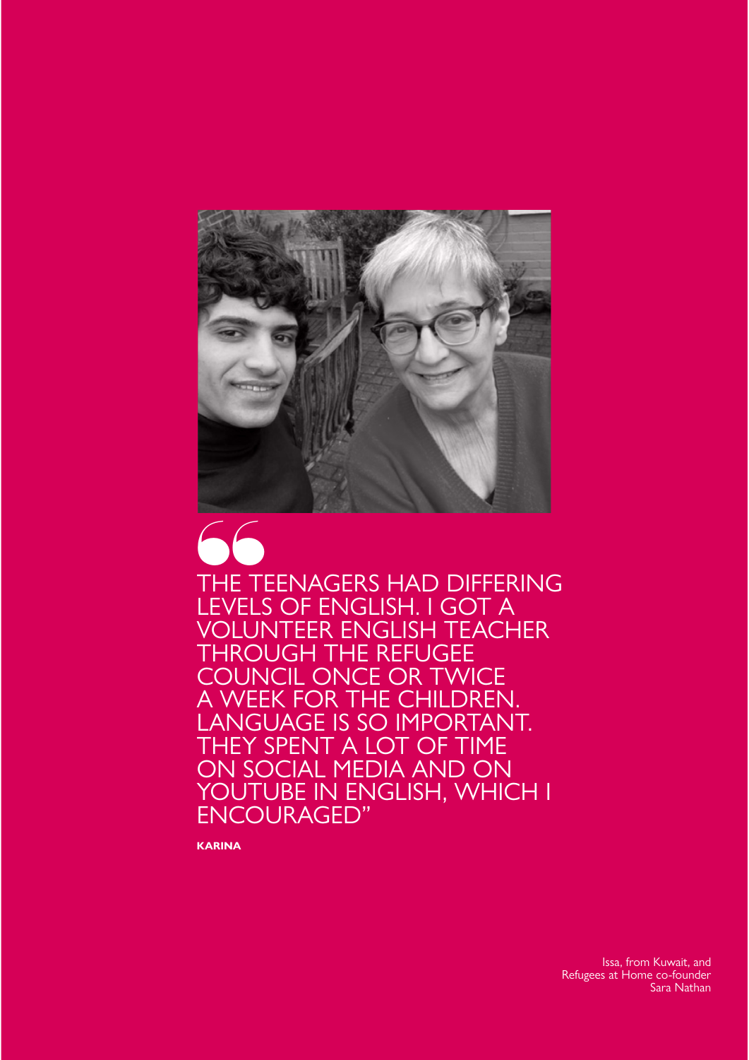> THE TEENAGERS HAD DIFFERING LEVELS OF ENGLISH. I GOT A VOLUNTEER ENGLISH TEACHER THROUGH THE REFUGEE COUNCIL ONCE OR TWICE A WEEK FOR THE CHILDREN. LANGUAGE IS SO IMPORTANT. THEY SPENT A LOT OF TIME ON SOCIAL MEDIA AND ON YOUTUBE IN ENGLISH, WHICH I ENCOURAGED"

**KARINA**

Issa, from Kuwait, and Refugees at Home co-founder Sara Nathan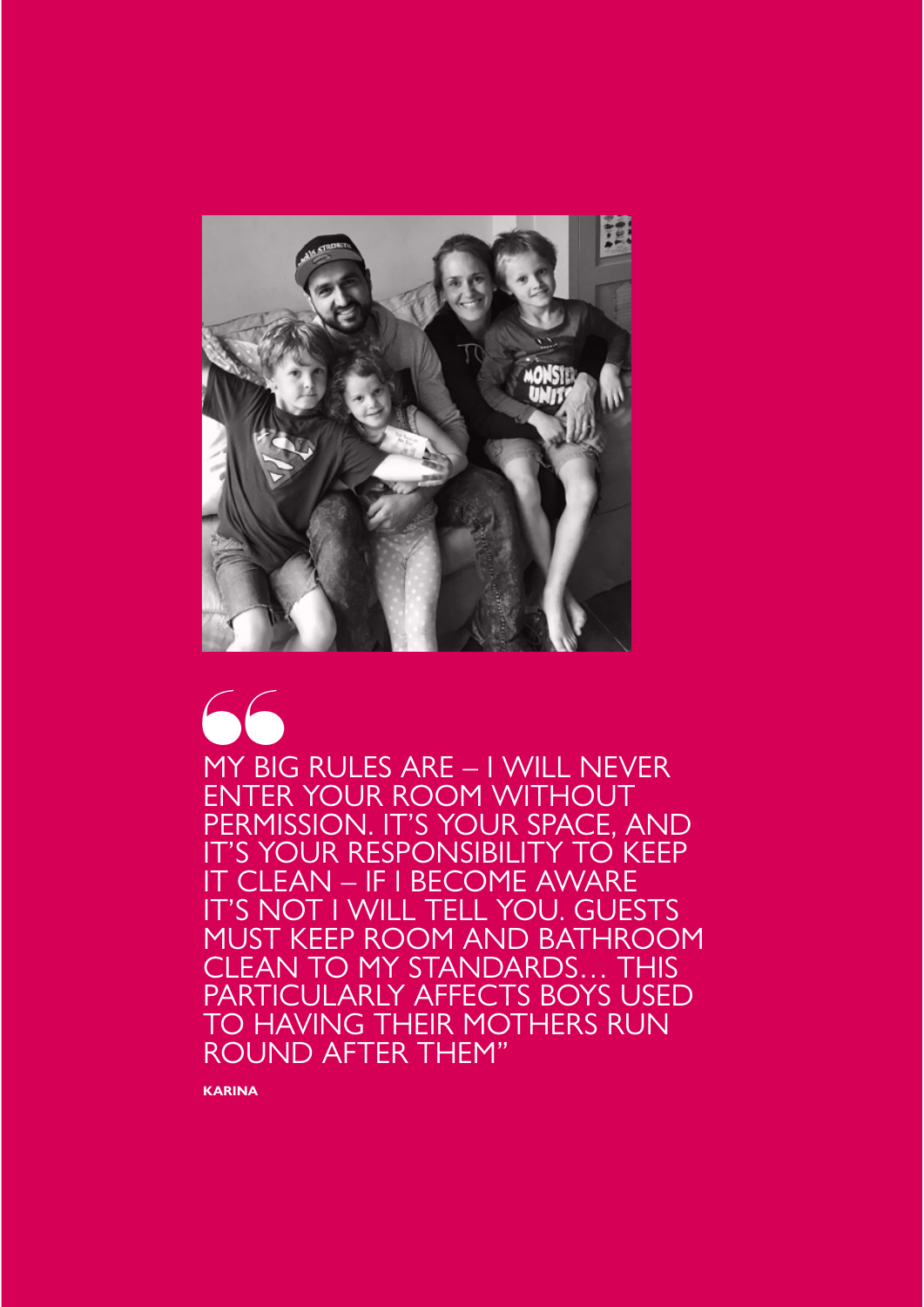> MY BIG RULES ARE – I WILL NEVER ENTER YOUR ROOM WITHOUT PERMISSION. IT'S YOUR SPACE, AND IT'S YOUR RESPONSIBILITY TO KEEP IT CLEAN – IF I BECOME AWARE IT'S NOT I WILL TELL YOU. GUESTS MUST KEEP ROOM AND BATHROOM CLEAN TO MY STANDARDS… THIS PARTICULARLY AFFECTS BOYS USED TO HAVING THEIR MOTHERS RUN ROUND AFTER THEM"

**KARINA**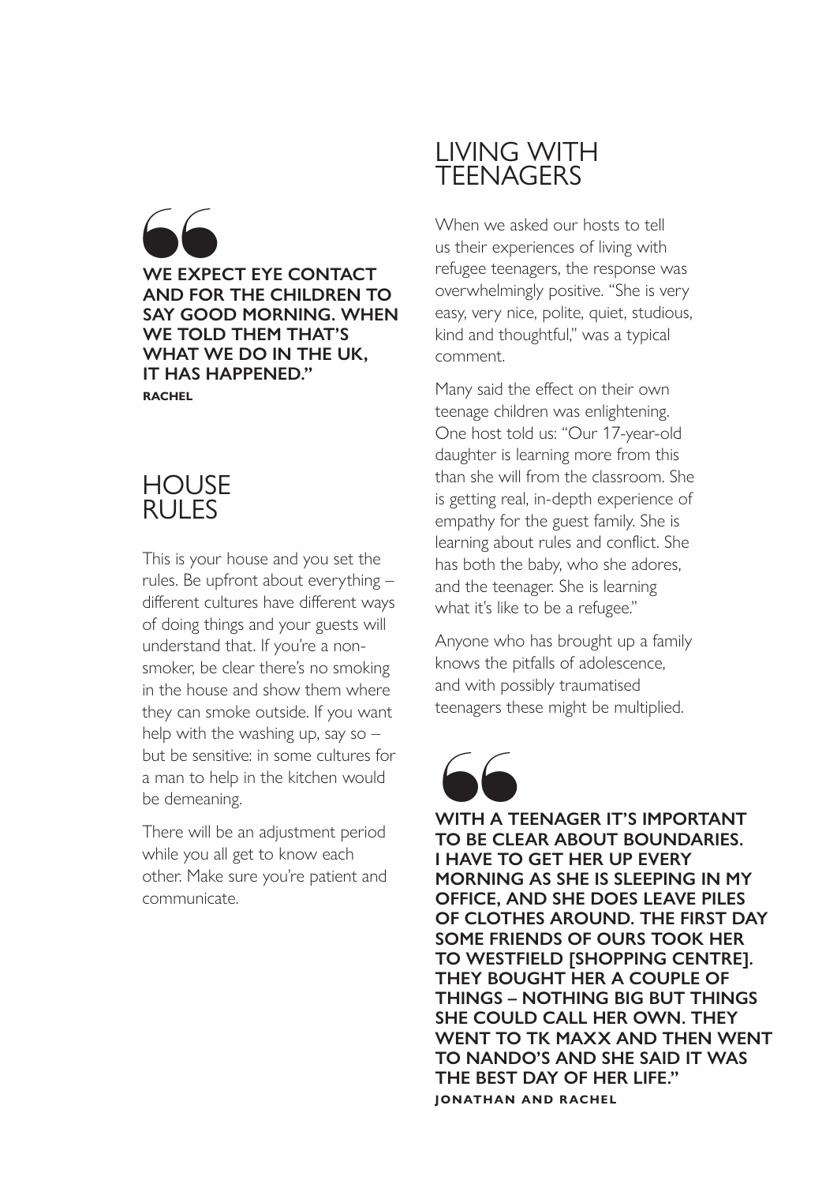> **WE EXPECT EYE CONTACT AND FOR THE CHILDREN TO SAY GOOD MORNING. WHEN WE TOLD THEM THAT'S WHAT WE DO IN THE UK, IT HAS HAPPENED."**
>
> **RACHEL**

## HOUSE RULES

This is your house and you set the rules. Be upfront about everything – different cultures have different ways of doing things and your guests will understand that. If you're a non-smoker, be clear there's no smoking in the house and show them where they can smoke outside. If you want help with the washing up, say so – but be sensitive: in some cultures for a man to help in the kitchen would be demeaning.

There will be an adjustment period while you all get to know each other. Make sure you're patient and communicate.

## LIVING WITH TEENAGERS

When we asked our hosts to tell us their experiences of living with refugee teenagers, the response was overwhelmingly positive. "She is very easy, very nice, polite, quiet, studious, kind and thoughtful," was a typical comment.

Many said the effect on their own teenage children was enlightening. One host told us: "Our 17-year-old daughter is learning more from this than she will from the classroom. She is getting real, in-depth experience of empathy for the guest family. She is learning about rules and conflict. She has both the baby, who she adores, and the teenager. She is learning what it's like to be a refugee."

Anyone who has brought up a family knows the pitfalls of adolescence, and with possibly traumatised teenagers these might be multiplied.

> **WITH A TEENAGER IT'S IMPORTANT TO BE CLEAR ABOUT BOUNDARIES. I HAVE TO GET HER UP EVERY MORNING AS SHE IS SLEEPING IN MY OFFICE, AND SHE DOES LEAVE PILES OF CLOTHES AROUND. THE FIRST DAY SOME FRIENDS OF OURS TOOK HER TO WESTFIELD [SHOPPING CENTRE]. THEY BOUGHT HER A COUPLE OF THINGS – NOTHING BIG BUT THINGS SHE COULD CALL HER OWN. THEY WENT TO TK MAXX AND THEN WENT TO NANDO'S AND SHE SAID IT WAS THE BEST DAY OF HER LIFE."**
>
> **JONATHAN AND RACHEL**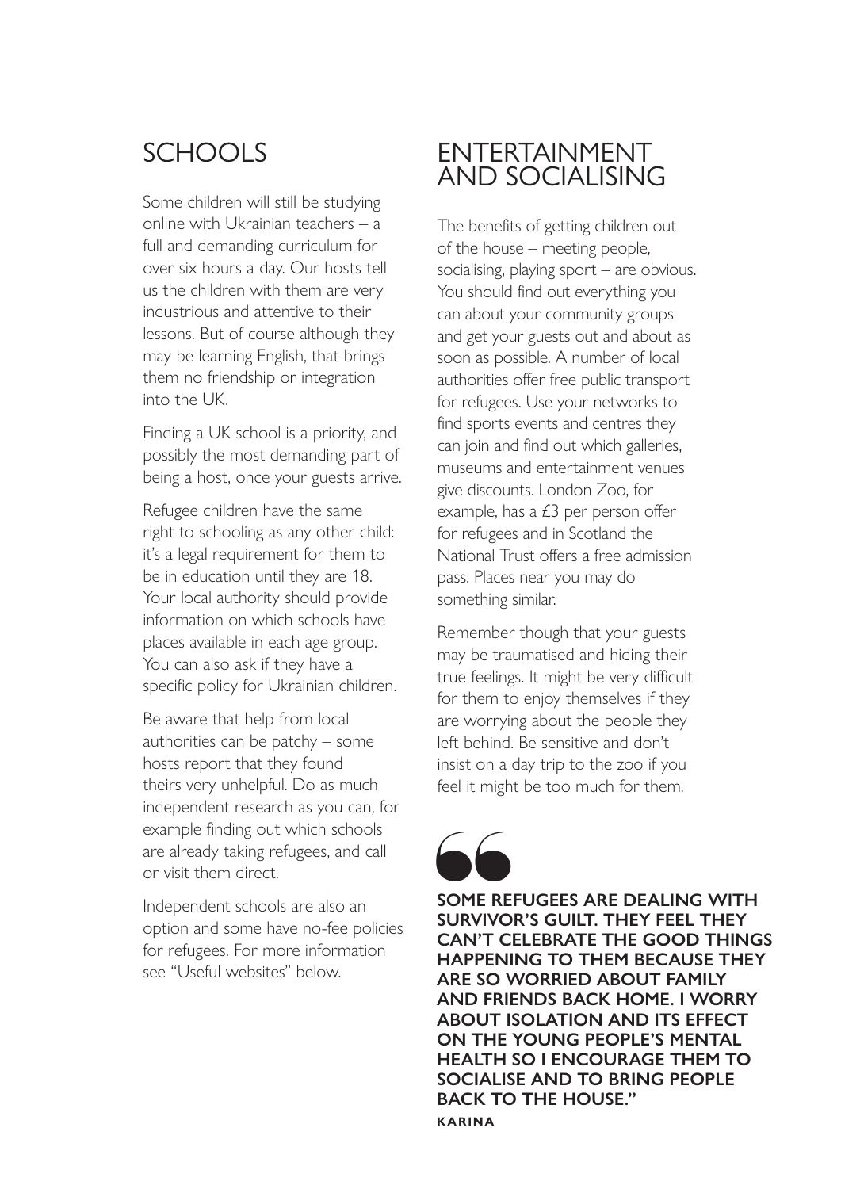## SCHOOLS

Some children will still be studying online with Ukrainian teachers – a full and demanding curriculum for over six hours a day. Our hosts tell us the children with them are very industrious and attentive to their lessons. But of course although they may be learning English, that brings them no friendship or integration into the UK.

Finding a UK school is a priority, and possibly the most demanding part of being a host, once your guests arrive.

Refugee children have the same right to schooling as any other child: it's a legal requirement for them to be in education until they are 18. Your local authority should provide information on which schools have places available in each age group. You can also ask if they have a specific policy for Ukrainian children.

Be aware that help from local authorities can be patchy – some hosts report that they found theirs very unhelpful. Do as much independent research as you can, for example finding out which schools are already taking refugees, and call or visit them direct.

Independent schools are also an option and some have no-fee policies for refugees. For more information see "Useful websites" below.

## ENTERTAINMENT AND SOCIALISING

The benefits of getting children out of the house – meeting people, socialising, playing sport – are obvious. You should find out everything you can about your community groups and get your guests out and about as soon as possible. A number of local authorities offer free public transport for refugees. Use your networks to find sports events and centres they can join and find out which galleries, museums and entertainment venues give discounts. London Zoo, for example, has a £3 per person offer for refugees and in Scotland the National Trust offers a free admission pass. Places near you may do something similar.

Remember though that your guests may be traumatised and hiding their true feelings. It might be very difficult for them to enjoy themselves if they are worrying about the people they left behind. Be sensitive and don't insist on a day trip to the zoo if you feel it might be too much for them.

> **"SOME REFUGEES ARE DEALING WITH SURVIVOR'S GUILT. THEY FEEL THEY CAN'T CELEBRATE THE GOOD THINGS HAPPENING TO THEM BECAUSE THEY ARE SO WORRIED ABOUT FAMILY AND FRIENDS BACK HOME. I WORRY ABOUT ISOLATION AND ITS EFFECT ON THE YOUNG PEOPLE'S MENTAL HEALTH SO I ENCOURAGE THEM TO SOCIALISE AND TO BRING PEOPLE BACK TO THE HOUSE."**
>
> **KARINA**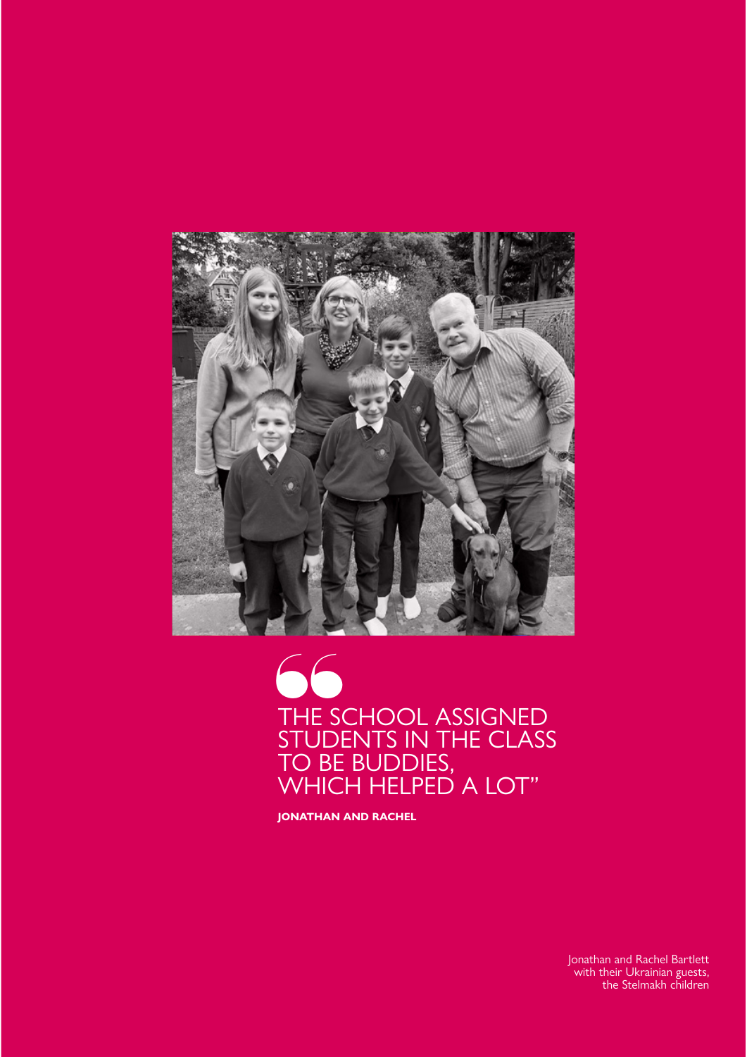> THE SCHOOL ASSIGNED STUDENTS IN THE CLASS TO BE BUDDIES, WHICH HELPED A LOT"

**JONATHAN AND RACHEL**

Jonathan and Rachel Bartlett with their Ukrainian guests, the Stelmakh children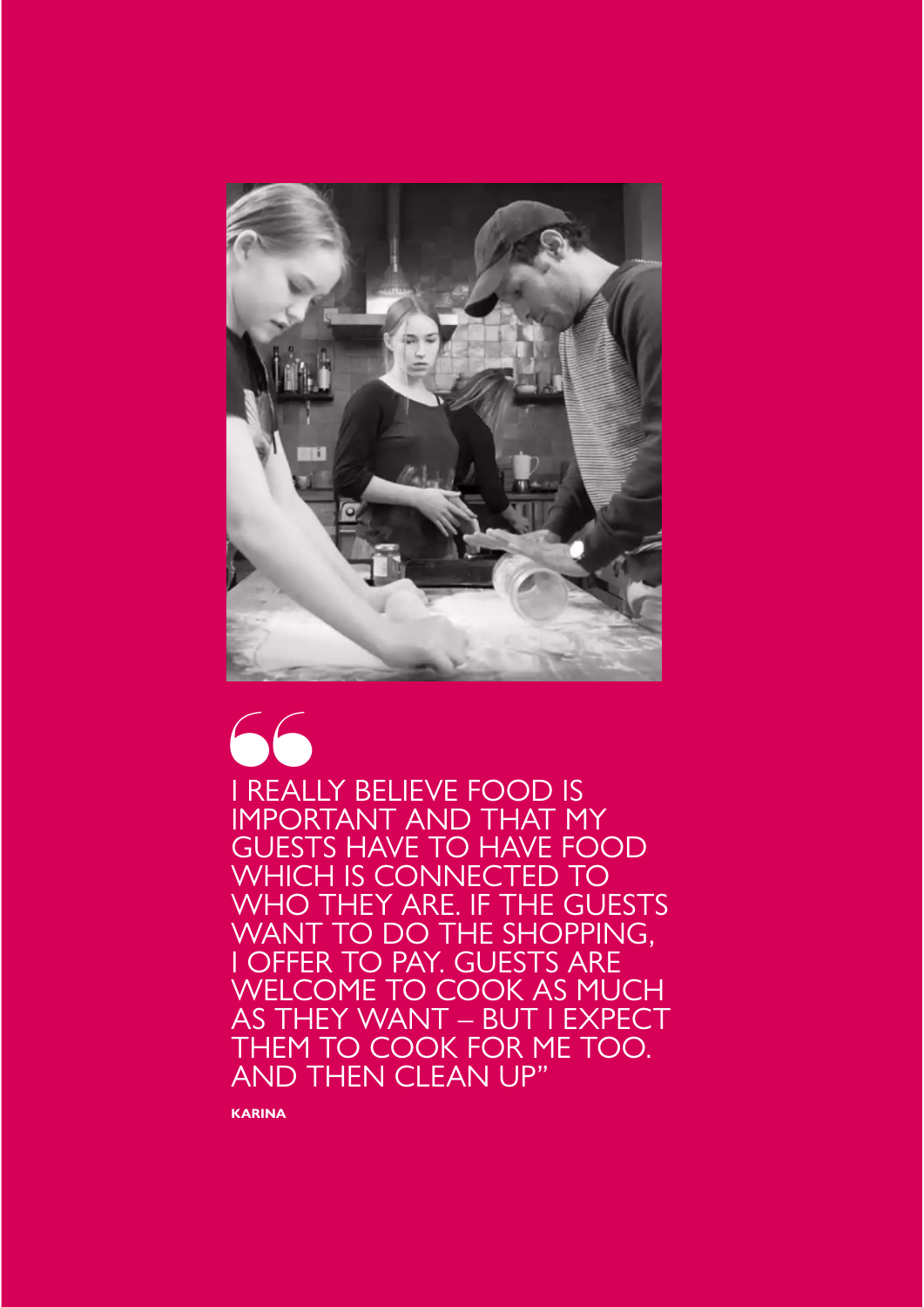> I REALLY BELIEVE FOOD IS IMPORTANT AND THAT MY GUESTS HAVE TO HAVE FOOD WHICH IS CONNECTED TO WHO THEY ARE. IF THE GUESTS WANT TO DO THE SHOPPING, I OFFER TO PAY. GUESTS ARE WELCOME TO COOK AS MUCH AS THEY WANT – BUT I EXPECT THEM TO COOK FOR ME TOO. AND THEN CLEAN UP"

**KARINA**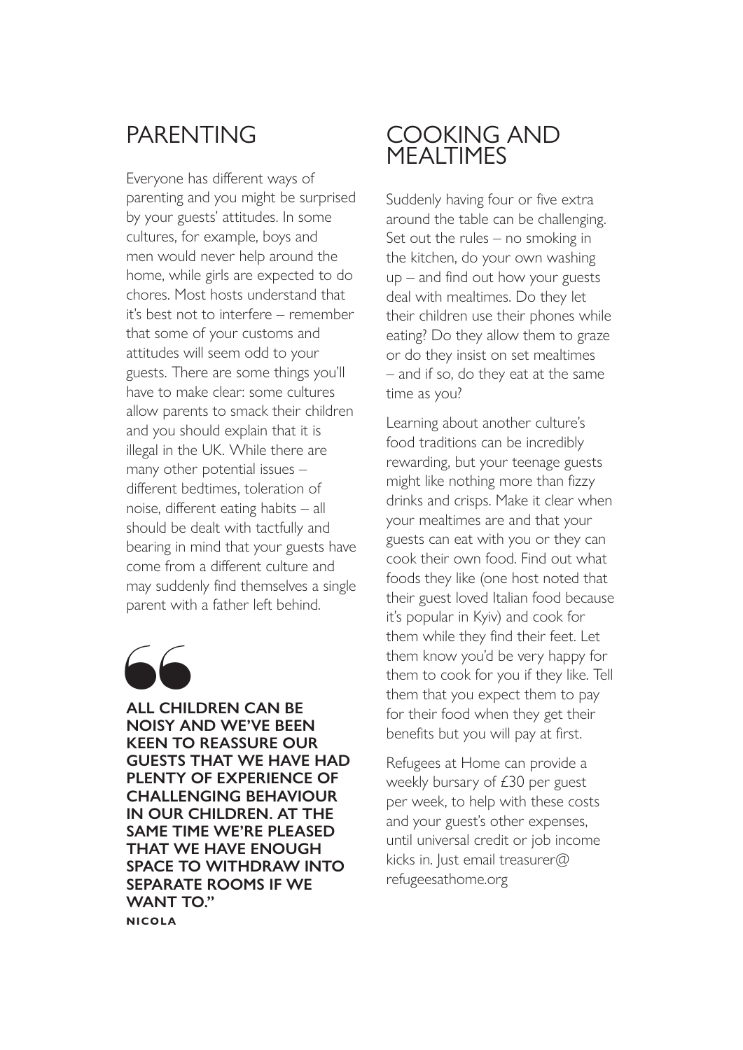## PARENTING

Everyone has different ways of parenting and you might be surprised by your guests' attitudes. In some cultures, for example, boys and men would never help around the home, while girls are expected to do chores. Most hosts understand that it's best not to interfere – remember that some of your customs and attitudes will seem odd to your guests. There are some things you'll have to make clear: some cultures allow parents to smack their children and you should explain that it is illegal in the UK. While there are many other potential issues – different bedtimes, toleration of noise, different eating habits – all should be dealt with tactfully and bearing in mind that your guests have come from a different culture and may suddenly find themselves a single parent with a father left behind.

> **ALL CHILDREN CAN BE NOISY AND WE'VE BEEN KEEN TO REASSURE OUR GUESTS THAT WE HAVE HAD PLENTY OF EXPERIENCE OF CHALLENGING BEHAVIOUR IN OUR CHILDREN. AT THE SAME TIME WE'RE PLEASED THAT WE HAVE ENOUGH SPACE TO WITHDRAW INTO SEPARATE ROOMS IF WE WANT TO."**
>
> **NICOLA**

## COOKING AND MEALTIMES

Suddenly having four or five extra around the table can be challenging. Set out the rules – no smoking in the kitchen, do your own washing up – and find out how your guests deal with mealtimes. Do they let their children use their phones while eating? Do they allow them to graze or do they insist on set mealtimes – and if so, do they eat at the same time as you?

Learning about another culture's food traditions can be incredibly rewarding, but your teenage guests might like nothing more than fizzy drinks and crisps. Make it clear when your mealtimes are and that your guests can eat with you or they can cook their own food. Find out what foods they like (one host noted that their guest loved Italian food because it's popular in Kyiv) and cook for them while they find their feet. Let them know you'd be very happy for them to cook for you if they like. Tell them that you expect them to pay for their food when they get their benefits but you will pay at first.

Refugees at Home can provide a weekly bursary of £30 per guest per week, to help with these costs and your guest's other expenses, until universal credit or job income kicks in. Just email treasurer@refugeesathome.org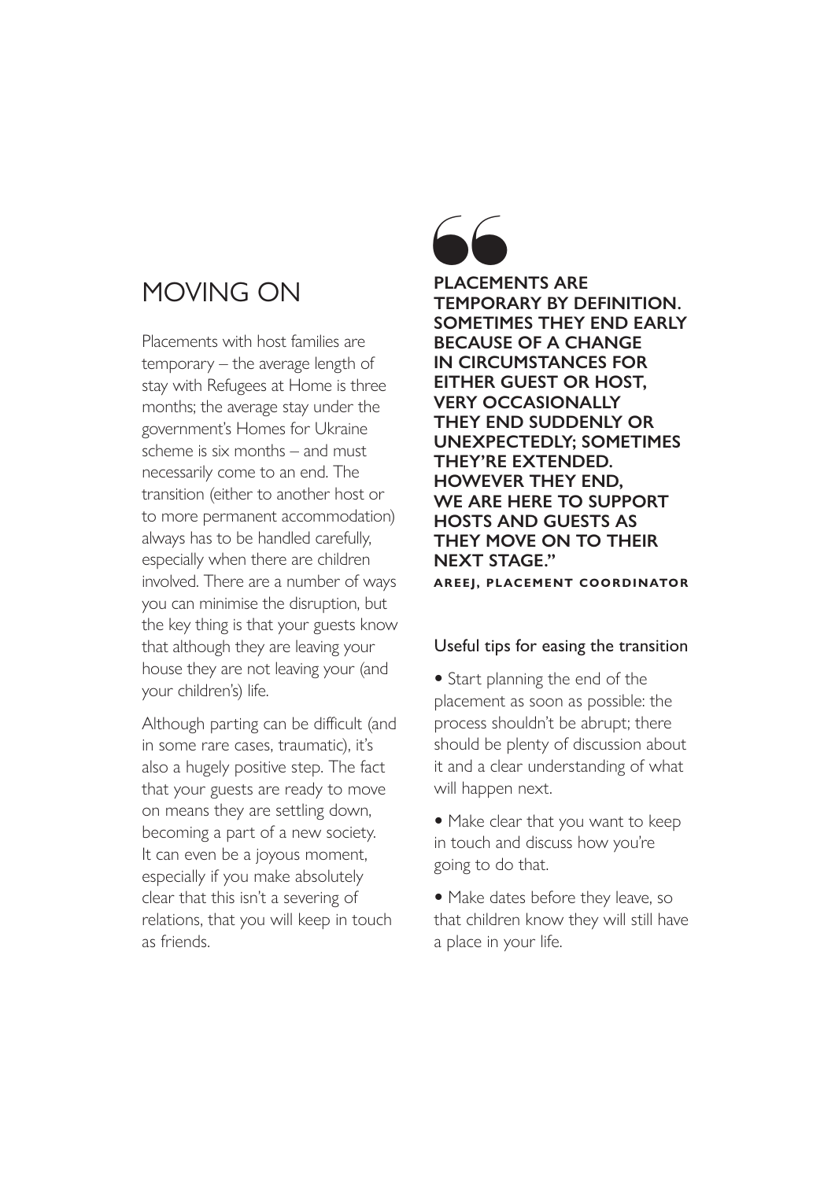## MOVING ON

Placements with host families are temporary – the average length of stay with Refugees at Home is three months; the average stay under the government's Homes for Ukraine scheme is six months – and must necessarily come to an end. The transition (either to another host or to more permanent accommodation) always has to be handled carefully, especially when there are children involved. There are a number of ways you can minimise the disruption, but the key thing is that your guests know that although they are leaving your house they are not leaving your (and your children's) life.

Although parting can be difficult (and in some rare cases, traumatic), it's also a hugely positive step. The fact that your guests are ready to move on means they are settling down, becoming a part of a new society. It can even be a joyous moment, especially if you make absolutely clear that this isn't a severing of relations, that you will keep in touch as friends.

> **PLACEMENTS ARE TEMPORARY BY DEFINITION. SOMETIMES THEY END EARLY BECAUSE OF A CHANGE IN CIRCUMSTANCES FOR EITHER GUEST OR HOST, VERY OCCASIONALLY THEY END SUDDENLY OR UNEXPECTEDLY; SOMETIMES THEY'RE EXTENDED. HOWEVER THEY END, WE ARE HERE TO SUPPORT HOSTS AND GUESTS AS THEY MOVE ON TO THEIR NEXT STAGE."**
>
> **AREEJ, PLACEMENT COORDINATOR**

### Useful tips for easing the transition

- Start planning the end of the placement as soon as possible: the process shouldn't be abrupt; there should be plenty of discussion about it and a clear understanding of what will happen next.
- Make clear that you want to keep in touch and discuss how you're going to do that.
- Make dates before they leave, so that children know they will still have a place in your life.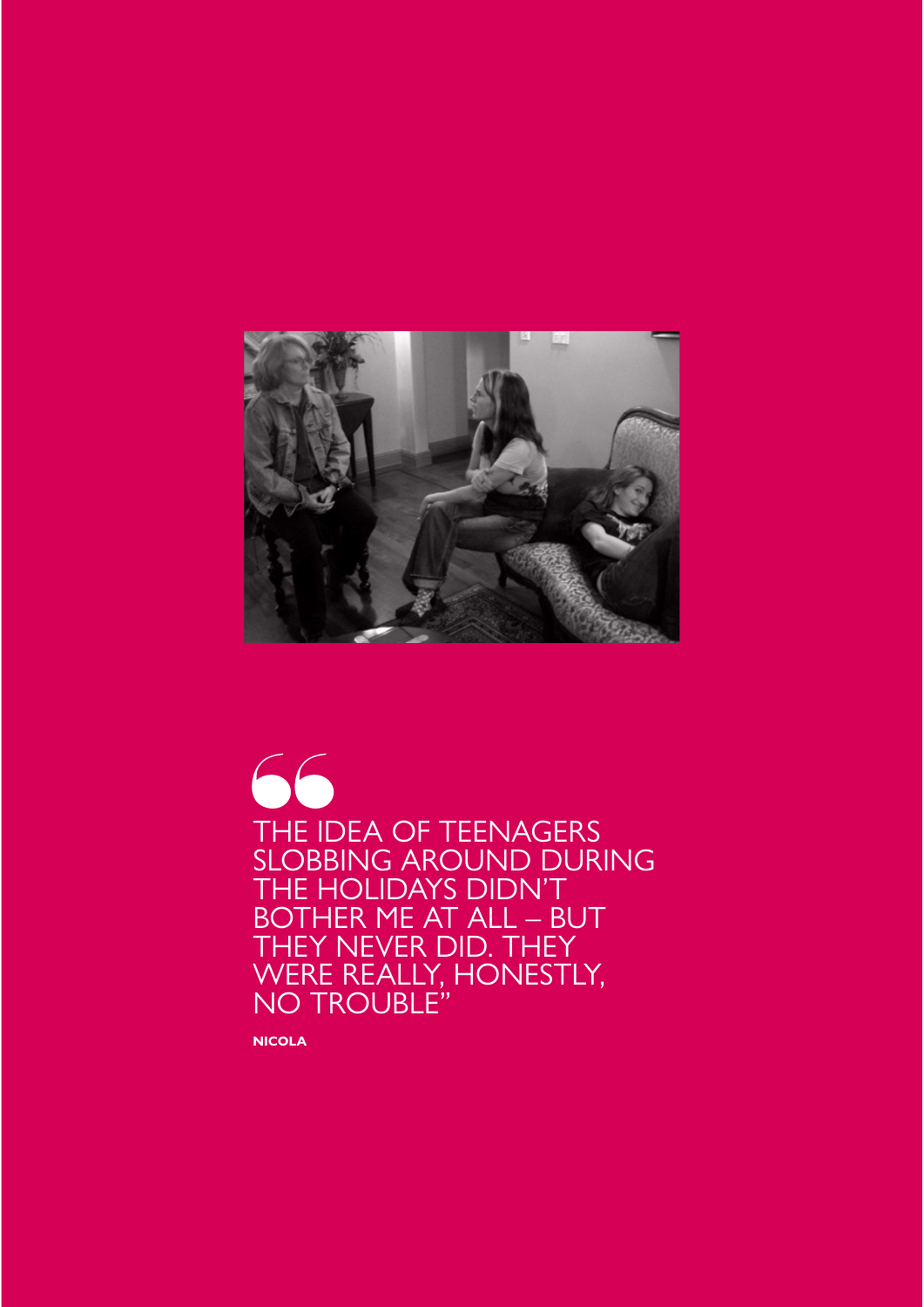> THE IDEA OF TEENAGERS SLOBBING AROUND DURING THE HOLIDAYS DIDN'T BOTHER ME AT ALL – BUT THEY NEVER DID. THEY WERE REALLY, HONESTLY, NO TROUBLE"

**NICOLA**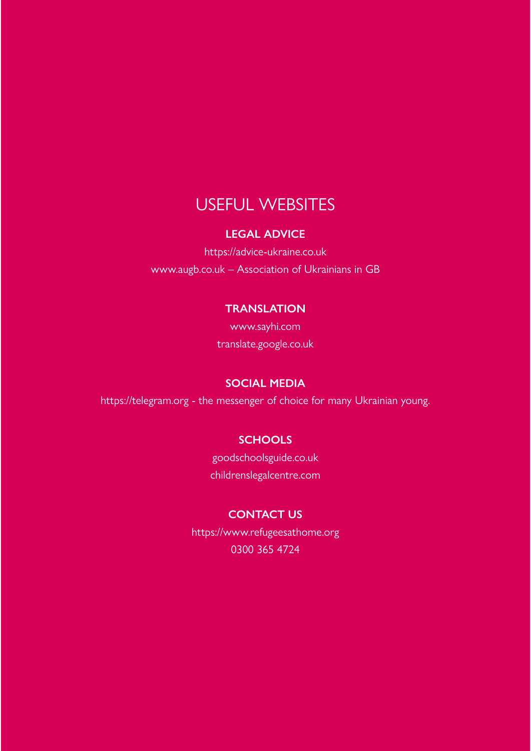# USEFUL WEBSITES

## LEGAL ADVICE

https://advice-ukraine.co.uk

www.augb.co.uk – Association of Ukrainians in GB

## TRANSLATION

www.sayhi.com

translate.google.co.uk

## SOCIAL MEDIA

https://telegram.org - the messenger of choice for many Ukrainian young.

## SCHOOLS

goodschoolsguide.co.uk

childrenslegalcentre.com

## CONTACT US

https://www.refugeesathome.org

0300 365 4724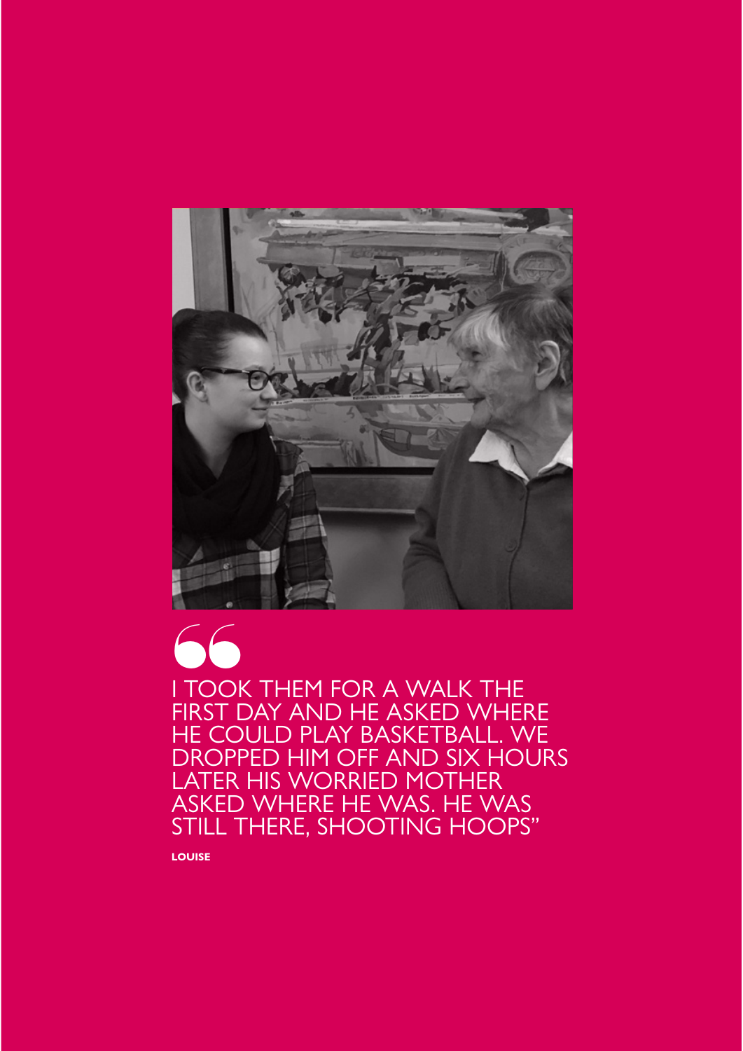I TOOK THEM FOR A WALK THE FIRST DAY AND HE ASKED WHERE HE COULD PLAY BASKETBALL. WE DROPPED HIM OFF AND SIX HOURS LATER HIS WORRIED MOTHER ASKED WHERE HE WAS. HE WAS STILL THERE, SHOOTING HOOPS"

**LOUISE**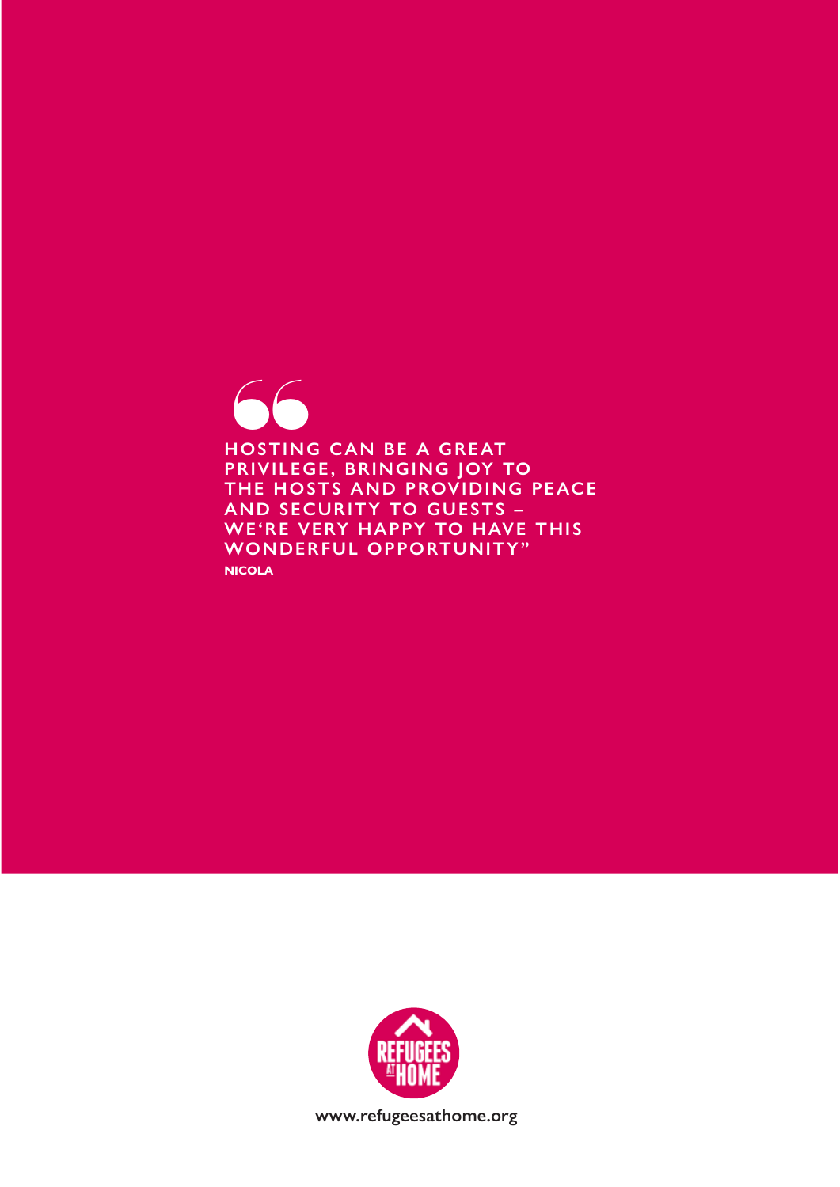> HOSTING CAN BE A GREAT PRIVILEGE, BRINGING JOY TO THE HOSTS AND PROVIDING PEACE AND SECURITY TO GUESTS – WE'RE VERY HAPPY TO HAVE THIS WONDERFUL OPPORTUNITY"
>
> **NICOLA**

REFUGEES AT HOME

www.refugeesathome.org